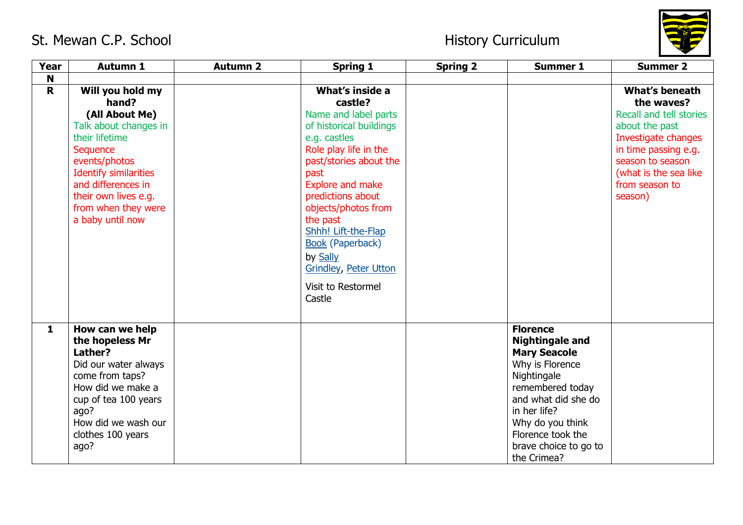St. Mewan C.P. School

History Curriculum

| Year | Autumn 1 | Autumn 2 | Spring 1 | Spring 2 | Summer 1 | Summer 2 |
|---|---|---|---|---|---|---|
| N | | | | | | |
| R | **Will you hold my hand? (All About Me)**<br>Talk about changes in their lifetime<br>Sequence events/photos<br>Identify similarities and differences in their own lives e.g. from when they were a baby until now | | **What's inside a castle?**<br>Name and label parts of historical buildings e.g. castles<br>Role play life in the past/stories about the past<br>Explore and make predictions about objects/photos from the past<br>Shhh! Lift-the-Flap Book (Paperback)<br>by Sally Grindley, Peter Utton<br>Visit to Restormel Castle | | | **What's beneath the waves?**<br>Recall and tell stories about the past<br>Investigate changes in time passing e.g. season to season (what is the sea like from season to season) |
| 1 | **How can we help the hopeless Mr Lather?**<br>Did our water always come from taps?<br>How did we make a cup of tea 100 years ago?<br>How did we wash our clothes 100 years ago? | | | | **Florence Nightingale and Mary Seacole**<br>Why is Florence Nightingale remembered today and what did she do in her life?<br>Why do you think Florence took the brave choice to go to the Crimea? | |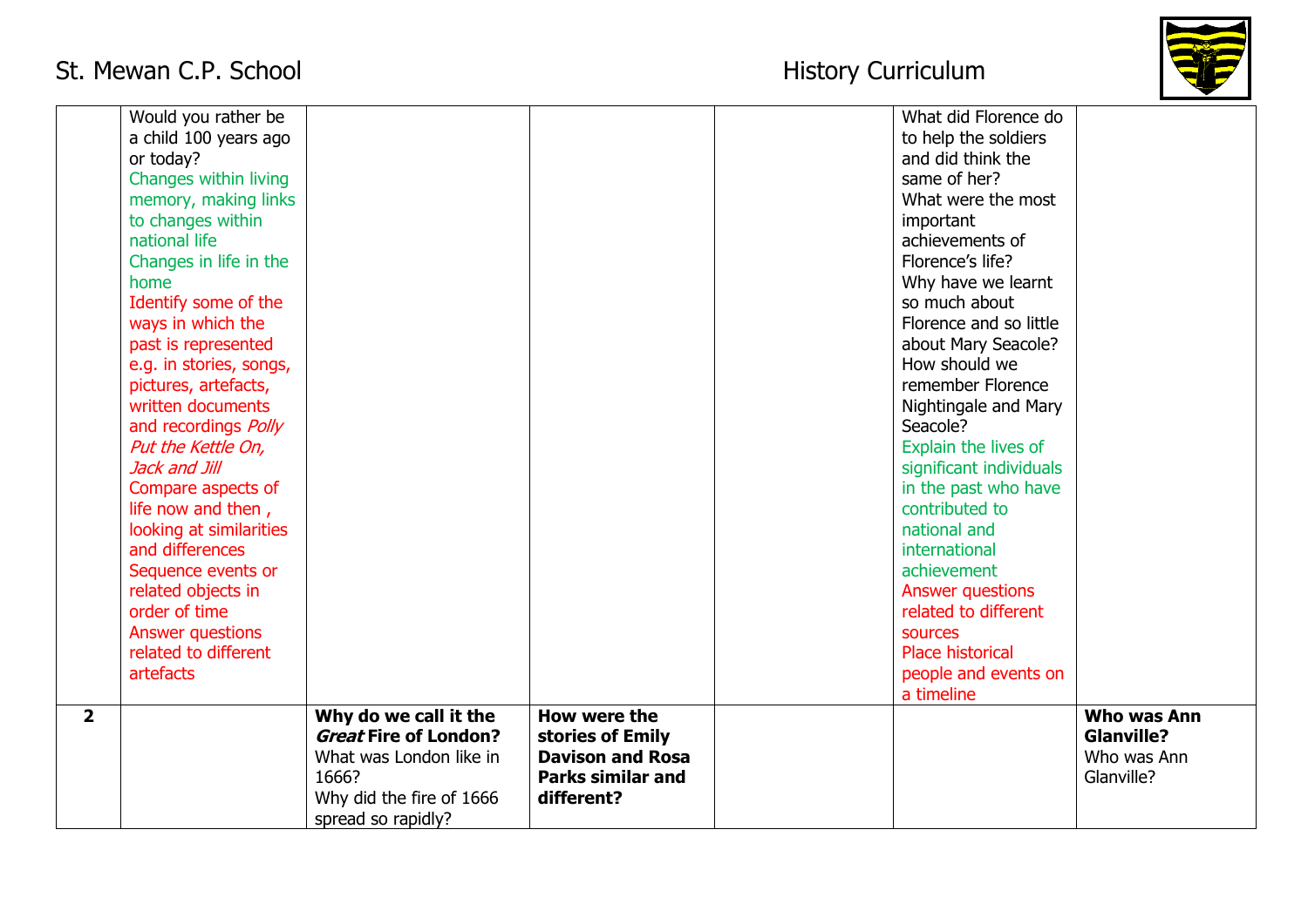| | | | | | | |
|---|---|---|---|---|---|---|
| | Would you rather be a child 100 years ago or today?<br>Changes within living memory, making links to changes within national life<br>Changes in life in the home<br>Identify some of the ways in which the past is represented e.g. in stories, songs, pictures, artefacts, written documents and recordings *Polly Put the Kettle On, Jack and Jill*<br>Compare aspects of life now and then , looking at similarities and differences<br>Sequence events or related objects in order of time<br>Answer questions related to different artefacts | | | | What did Florence do to help the soldiers and did think the same of her?<br>What were the most important achievements of Florence's life?<br>Why have we learnt so much about Florence and so little about Mary Seacole?<br>How should we remember Florence Nightingale and Mary Seacole?<br>Explain the lives of significant individuals in the past who have contributed to national and international achievement<br>Answer questions related to different sources<br>Place historical people and events on a timeline | |
| **2** | | **Why do we call it the *Great* Fire of London?**<br>What was London like in 1666?<br>Why did the fire of 1666 spread so rapidly? | **How were the stories of Emily Davison and Rosa Parks similar and different?** | | | **Who was Ann Glanville?**<br>Who was Ann Glanville? |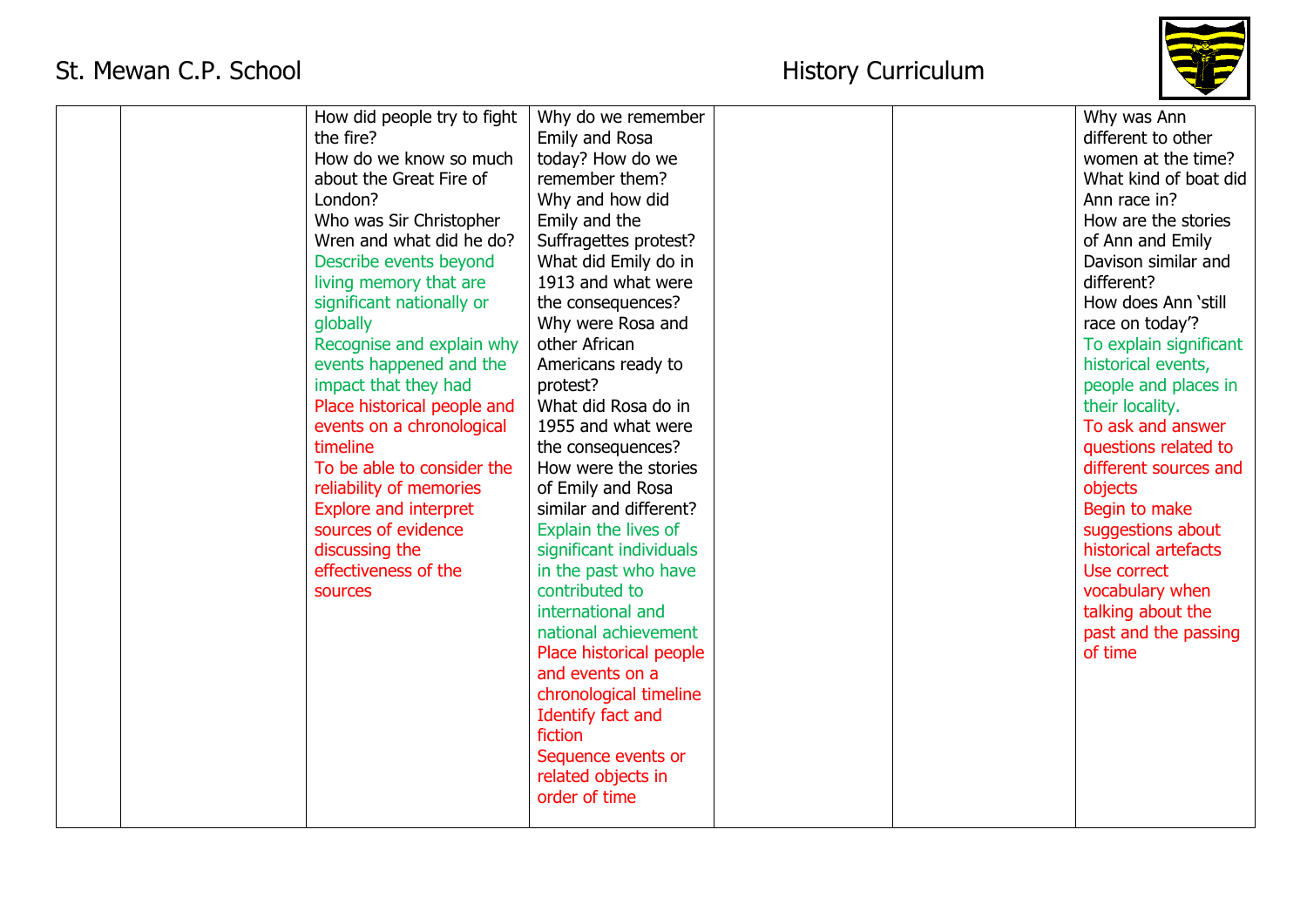| | | | | | | |
|---|---|---|---|---|---|---|
| | | How did people try to fight the fire?<br>How do we know so much about the Great Fire of London?<br>Who was Sir Christopher Wren and what did he do?<br>Describe events beyond living memory that are significant nationally or globally<br>Recognise and explain why events happened and the impact that they had<br>Place historical people and events on a chronological timeline<br>To be able to consider the reliability of memories<br>Explore and interpret sources of evidence discussing the effectiveness of the sources | Why do we remember Emily and Rosa today? How do we remember them?<br>Why and how did Emily and the Suffragettes protest?<br>What did Emily do in 1913 and what were the consequences?<br>Why were Rosa and other African Americans ready to protest?<br>What did Rosa do in 1955 and what were the consequences?<br>How were the stories of Emily and Rosa similar and different?<br>Explain the lives of significant individuals in the past who have contributed to international and national achievement<br>Place historical people and events on a chronological timeline<br>Identify fact and fiction<br>Sequence events or related objects in order of time | | | Why was Ann different to other women at the time?<br>What kind of boat did Ann race in?<br>How are the stories of Ann and Emily Davison similar and different?<br>How does Ann 'still race on today'?<br>To explain significant historical events, people and places in their locality.<br>To ask and answer questions related to different sources and objects<br>Begin to make suggestions about historical artefacts<br>Use correct vocabulary when talking about the past and the passing of time |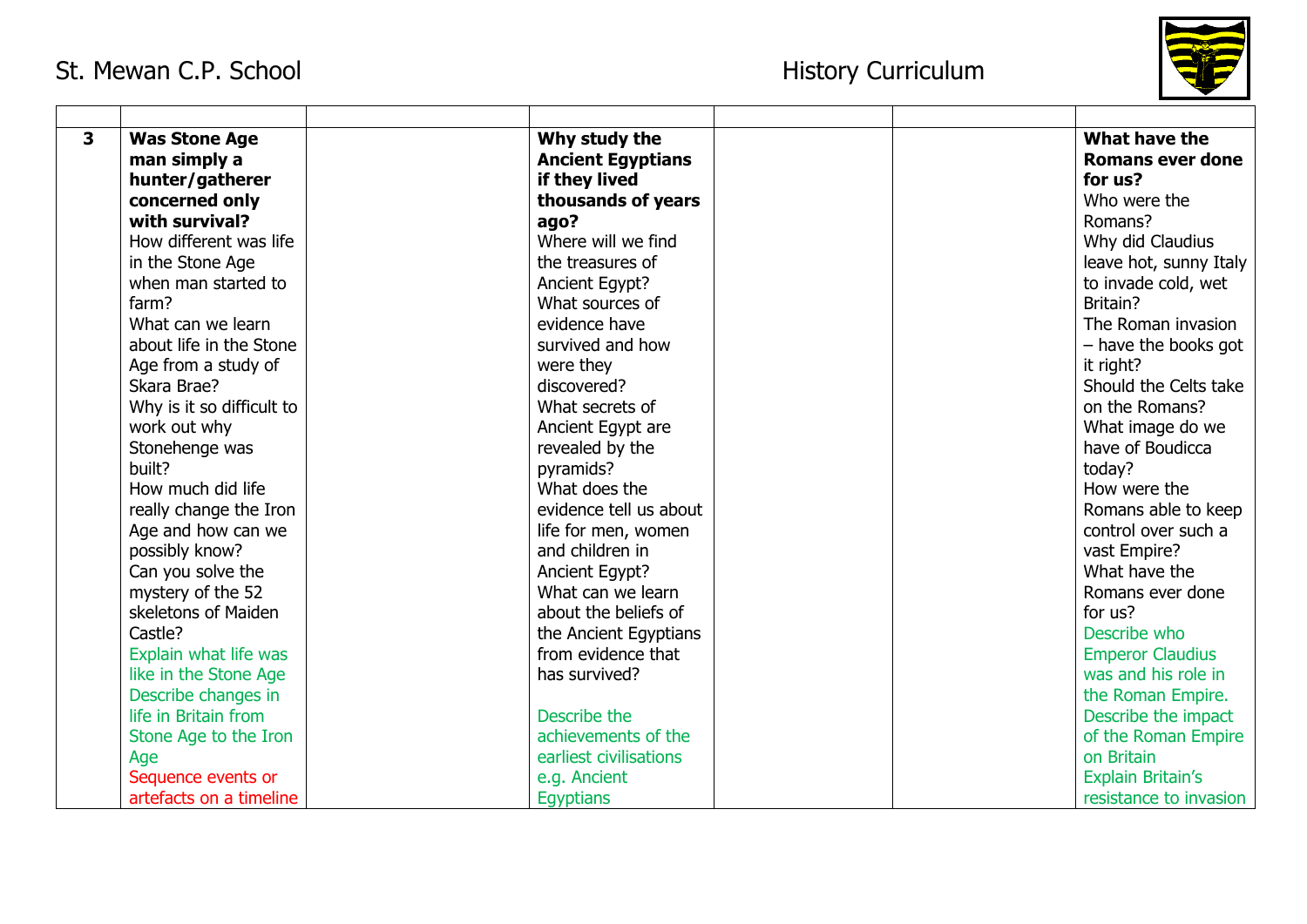St. Mewan C.P. School — History Curriculum

| | | | | | | |
|---|---|---|---|---|---|---|
| **3** | **Was Stone Age man simply a hunter/gatherer concerned only with survival?**<br>How different was life in the Stone Age when man started to farm?<br>What can we learn about life in the Stone Age from a study of Skara Brae?<br>Why is it so difficult to work out why Stonehenge was built?<br>How much did life really change the Iron Age and how can we possibly know?<br>Can you solve the mystery of the 52 skeletons of Maiden Castle?<br>Explain what life was like in the Stone Age<br>Describe changes in life in Britain from Stone Age to the Iron Age<br>Sequence events or artefacts on a timeline | | **Why study the Ancient Egyptians if they lived thousands of years ago?**<br>Where will we find the treasures of Ancient Egypt?<br>What sources of evidence have survived and how were they discovered?<br>What secrets of Ancient Egypt are revealed by the pyramids?<br>What does the evidence tell us about life for men, women and children in Ancient Egypt?<br>What can we learn about the beliefs of the Ancient Egyptians from evidence that has survived?<br><br>Describe the achievements of the earliest civilisations e.g. Ancient Egyptians | | | **What have the Romans ever done for us?**<br>Who were the Romans?<br>Why did Claudius leave hot, sunny Italy to invade cold, wet Britain?<br>The Roman invasion – have the books got it right?<br>Should the Celts take on the Romans?<br>What image do we have of Boudicca today?<br>How were the Romans able to keep control over such a vast Empire?<br>What have the Romans ever done for us?<br>Describe who Emperor Claudius was and his role in the Roman Empire.<br>Describe the impact of the Roman Empire on Britain<br>Explain Britain's resistance to invasion |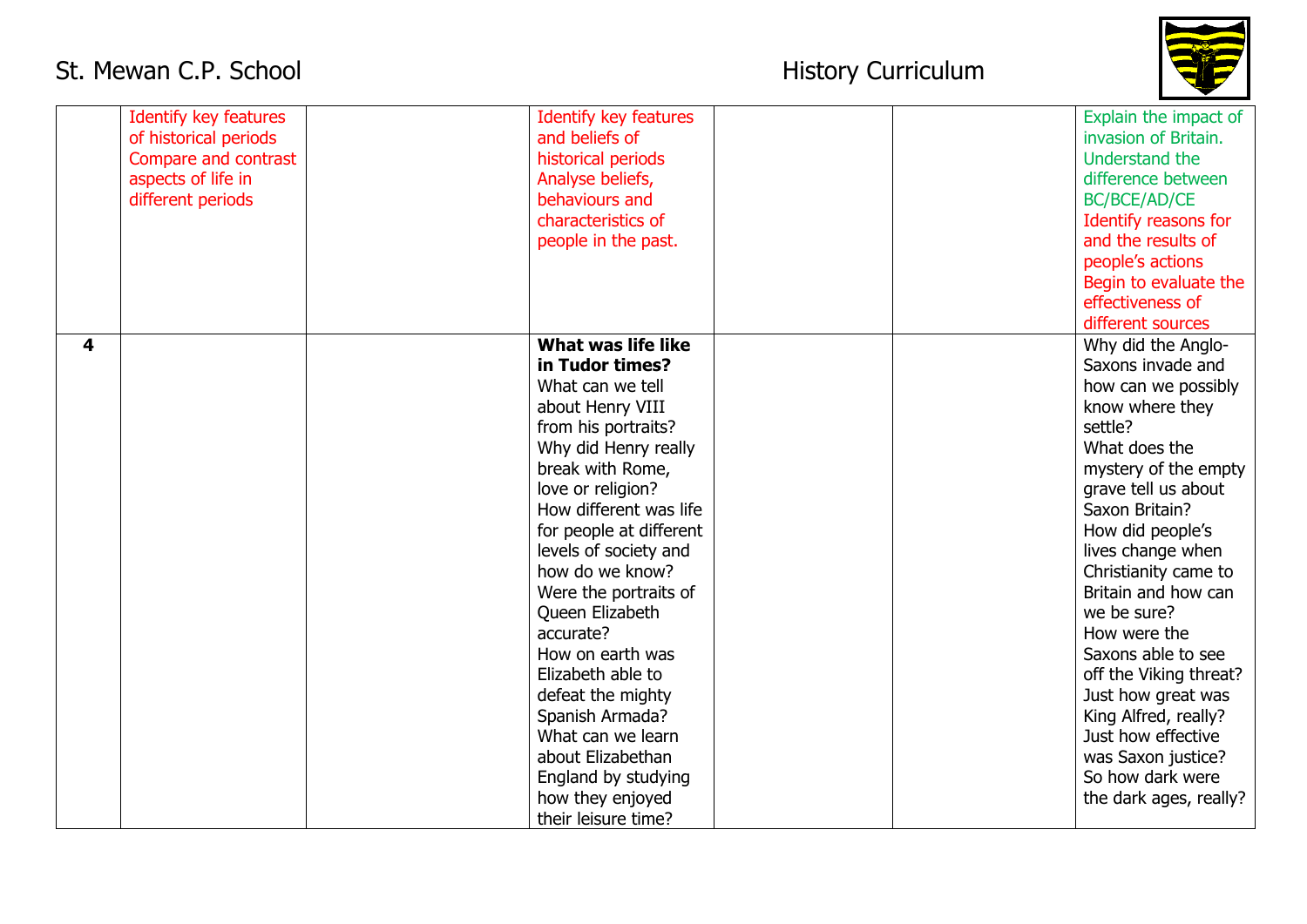| | | | | | | |
|---|---|---|---|---|---|---|
| | Identify key features of historical periods<br>Compare and contrast aspects of life in different periods | | Identify key features and beliefs of historical periods<br>Analyse beliefs, behaviours and characteristics of people in the past. | | | Explain the impact of invasion of Britain.<br>Understand the difference between BC/BCE/AD/CE<br>Identify reasons for and the results of people's actions<br>Begin to evaluate the effectiveness of different sources |
| **4** | | | **What was life like in Tudor times?**<br>What can we tell about Henry VIII from his portraits?<br>Why did Henry really break with Rome, love or religion?<br>How different was life for people at different levels of society and how do we know?<br>Were the portraits of Queen Elizabeth accurate?<br>How on earth was Elizabeth able to defeat the mighty Spanish Armada?<br>What can we learn about Elizabethan England by studying how they enjoyed their leisure time? | | | Why did the Anglo-Saxons invade and how can we possibly know where they settle?<br>What does the mystery of the empty grave tell us about Saxon Britain?<br>How did people's lives change when Christianity came to Britain and how can we be sure?<br>How were the Saxons able to see off the Viking threat?<br>Just how great was King Alfred, really?<br>Just how effective was Saxon justice?<br>So how dark were the dark ages, really? |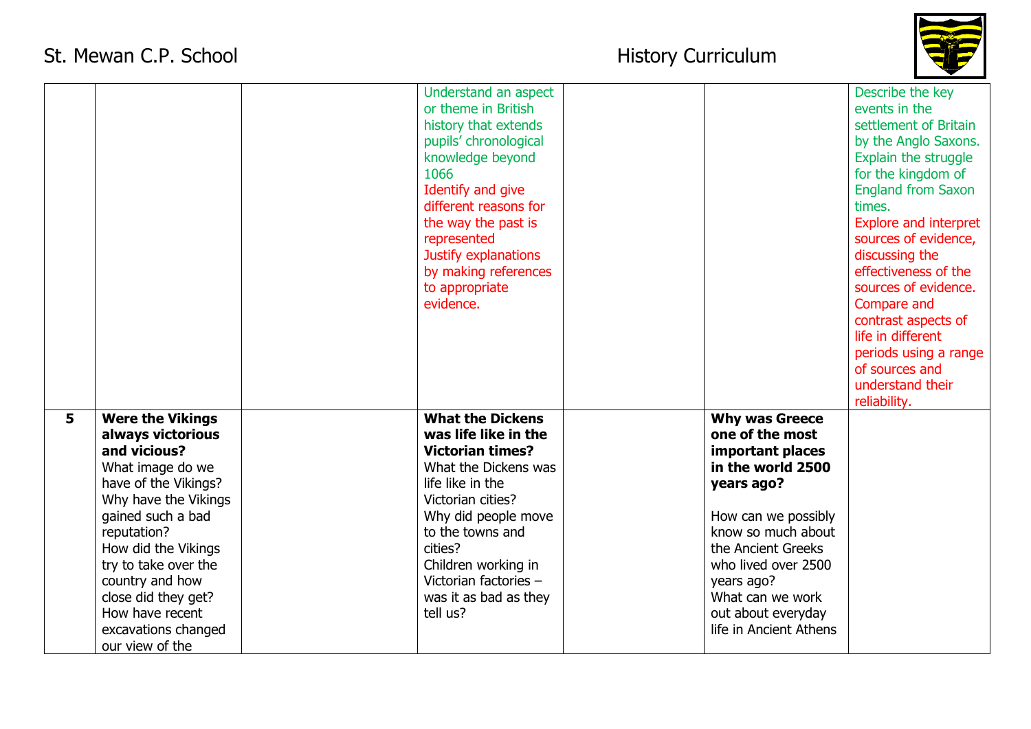| | | | | | | |
|---|---|---|---|---|---|---|
| | | | Understand an aspect or theme in British history that extends pupils' chronological knowledge beyond 1066<br>Identify and give different reasons for the way the past is represented<br>Justify explanations by making references to appropriate evidence. | | | Describe the key events in the settlement of Britain by the Anglo Saxons.<br>Explain the struggle for the kingdom of England from Saxon times.<br>Explore and interpret sources of evidence, discussing the effectiveness of the sources of evidence.<br>Compare and contrast aspects of life in different periods using a range of sources and understand their reliability. |
| **5** | **Were the Vikings always victorious and vicious?**<br>What image do we have of the Vikings?<br>Why have the Vikings gained such a bad reputation?<br>How did the Vikings try to take over the country and how close did they get?<br>How have recent excavations changed our view of the | | **What the Dickens was life like in the Victorian times?**<br>What the Dickens was life like in the Victorian cities?<br>Why did people move to the towns and cities?<br>Children working in Victorian factories – was it as bad as they tell us? | | **Why was Greece one of the most important places in the world 2500 years ago?**<br><br>How can we possibly know so much about the Ancient Greeks who lived over 2500 years ago?<br>What can we work out about everyday life in Ancient Athens | |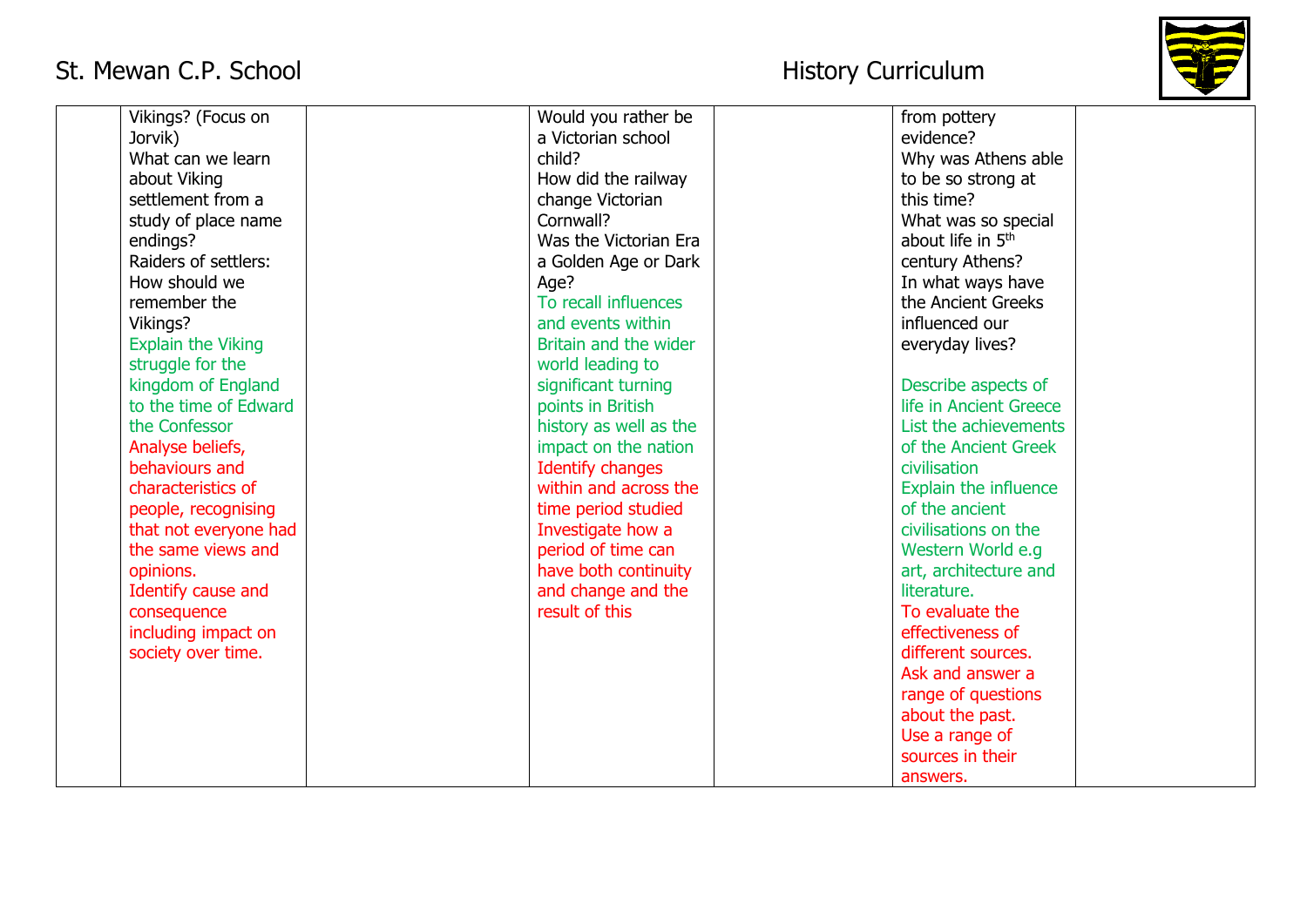| | | | | | | |
|---|---|---|---|---|---|---|
| | Vikings? (Focus on Jorvik)<br>What can we learn about Viking settlement from a study of place name endings?<br>Raiders of settlers: How should we remember the Vikings?<br>Explain the Viking struggle for the kingdom of England to the time of Edward the Confessor<br>Analyse beliefs, behaviours and characteristics of people, recognising that not everyone had the same views and opinions.<br>Identify cause and consequence including impact on society over time. | | Would you rather be a Victorian school child?<br>How did the railway change Victorian Cornwall?<br>Was the Victorian Era a Golden Age or Dark Age?<br>To recall influences and events within Britain and the wider world leading to significant turning points in British history as well as the impact on the nation<br>Identify changes within and across the time period studied<br>Investigate how a period of time can have both continuity and change and the result of this | | from pottery evidence?<br>Why was Athens able to be so strong at this time?<br>What was so special about life in 5th century Athens?<br>In what ways have the Ancient Greeks influenced our everyday lives?<br><br>Describe aspects of life in Ancient Greece<br>List the achievements of the Ancient Greek civilisation<br>Explain the influence of the ancient civilisations on the Western World e.g art, architecture and literature.<br>To evaluate the effectiveness of different sources.<br>Ask and answer a range of questions about the past.<br>Use a range of sources in their answers. | |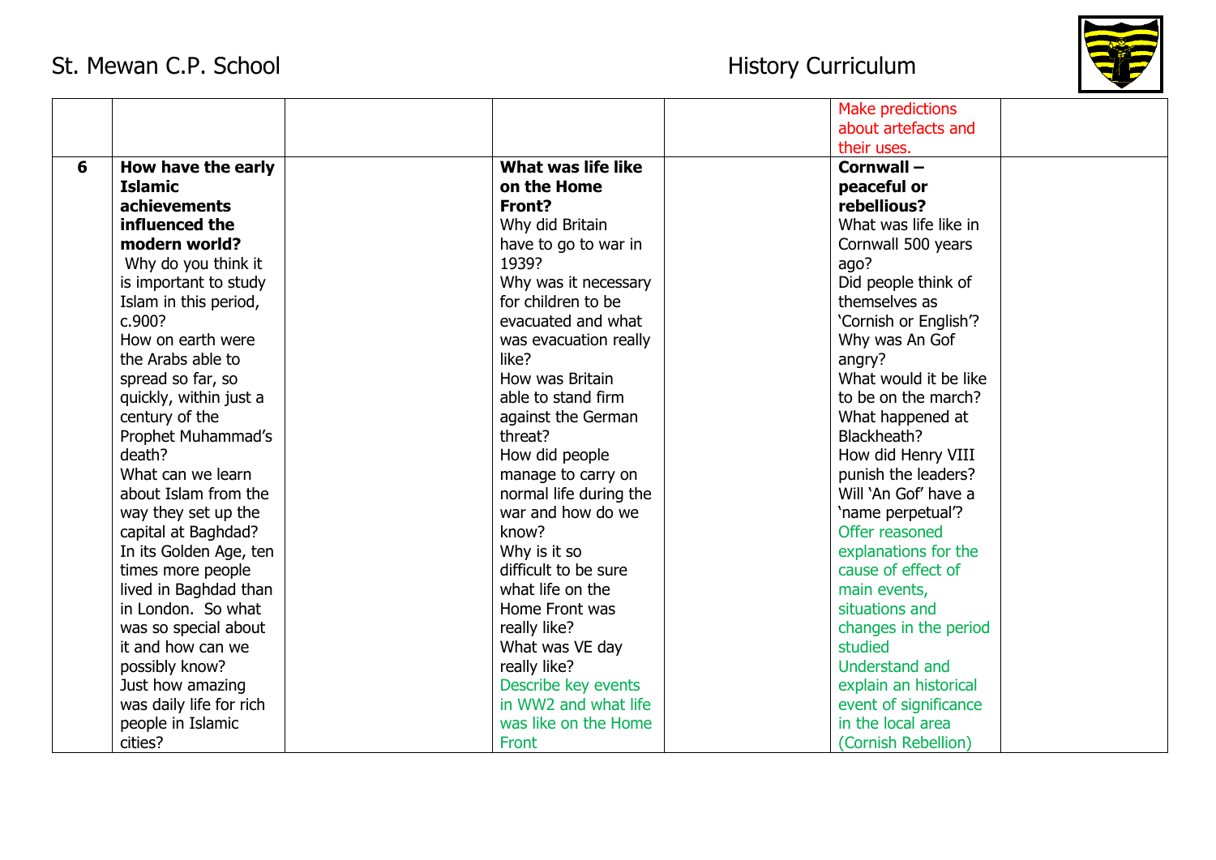| | | | | | | |
|---|---|---|---|---|---|---|
| | | | | | Make predictions about artefacts and their uses. | |
| **6** | **How have the early Islamic achievements influenced the modern world?** Why do you think it is important to study Islam in this period, c.900? How on earth were the Arabs able to spread so far, so quickly, within just a century of the Prophet Muhammad's death? What can we learn about Islam from the way they set up the capital at Baghdad? In its Golden Age, ten times more people lived in Baghdad than in London. So what was so special about it and how can we possibly know? Just how amazing was daily life for rich people in Islamic cities? | | **What was life like on the Home Front?** Why did Britain have to go to war in 1939? Why was it necessary for children to be evacuated and what was evacuation really like? How was Britain able to stand firm against the German threat? How did people manage to carry on normal life during the war and how do we know? Why is it so difficult to be sure what life on the Home Front was really like? What was VE day really like? Describe key events in WW2 and what life was like on the Home Front | | **Cornwall – peaceful or rebellious?** What was life like in Cornwall 500 years ago? Did people think of themselves as 'Cornish or English'? Why was An Gof angry? What would it be like to be on the march? What happened at Blackheath? How did Henry VIII punish the leaders? Will 'An Gof' have a 'name perpetual'? Offer reasoned explanations for the cause of effect of main events, situations and changes in the period studied Understand and explain an historical event of significance in the local area (Cornish Rebellion) | |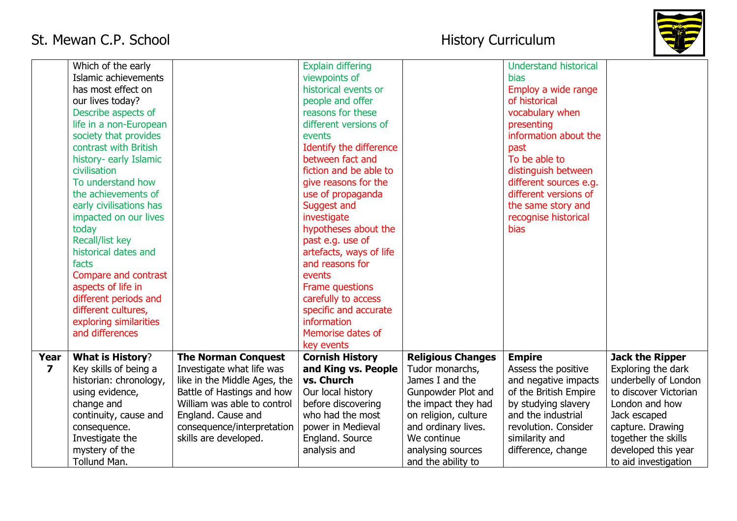St. Mewan C.P. School History Curriculum

| | | | | | | |
|---|---|---|---|---|---|---|
| | Which of the early Islamic achievements has most effect on our lives today?<br>Describe aspects of life in a non-European society that provides contrast with British history- early Islamic civilisation<br>To understand how the achievements of early civilisations has impacted on our lives today<br>Recall/list key historical dates and facts<br>Compare and contrast aspects of life in different periods and different cultures, exploring similarities and differences | | Explain differing viewpoints of historical events or people and offer reasons for these different versions of events<br>Identify the difference between fact and fiction and be able to give reasons for the use of propaganda<br>Suggest and investigate hypotheses about the past e.g. use of artefacts, ways of life and reasons for events<br>Frame questions carefully to access specific and accurate information<br>Memorise dates of key events | | Understand historical bias<br>Employ a wide range of historical vocabulary when presenting information about the past<br>To be able to distinguish between different sources e.g. different versions of the same story and recognise historical bias | |
| **Year 7** | **What is History**?<br>Key skills of being a historian: chronology, using evidence, change and continuity, cause and consequence. Investigate the mystery of the Tollund Man. | **The Norman Conquest**<br>Investigate what life was like in the Middle Ages, the Battle of Hastings and how William was able to control England. Cause and consequence/interpretation skills are developed. | **Cornish History and King vs. People vs. Church**<br>Our local history before discovering who had the most power in Medieval England. Source analysis and | **Religious Changes**<br>Tudor monarchs, James I and the Gunpowder Plot and the impact they had on religion, culture and ordinary lives. We continue analysing sources and the ability to | **Empire**<br>Assess the positive and negative impacts of the British Empire by studying slavery and the industrial revolution. Consider similarity and difference, change | **Jack the Ripper**<br>Exploring the dark underbelly of London to discover Victorian London and how Jack escaped capture. Drawing together the skills developed this year to aid investigation |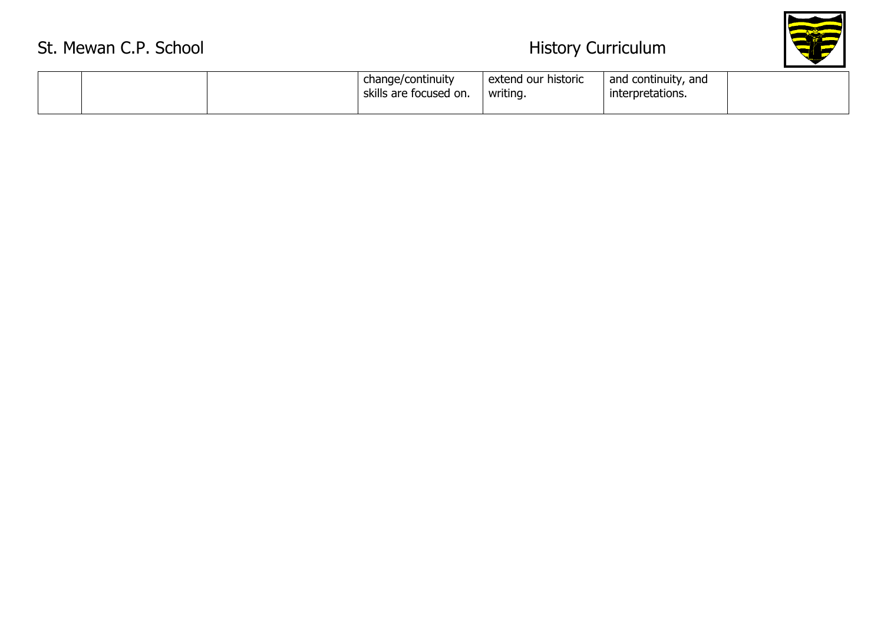| | | | | | | |
|---|---|---|---|---|---|---|
| | | | change/continuity skills are focused on. | extend our historic writing. | and continuity, and interpretations. | |